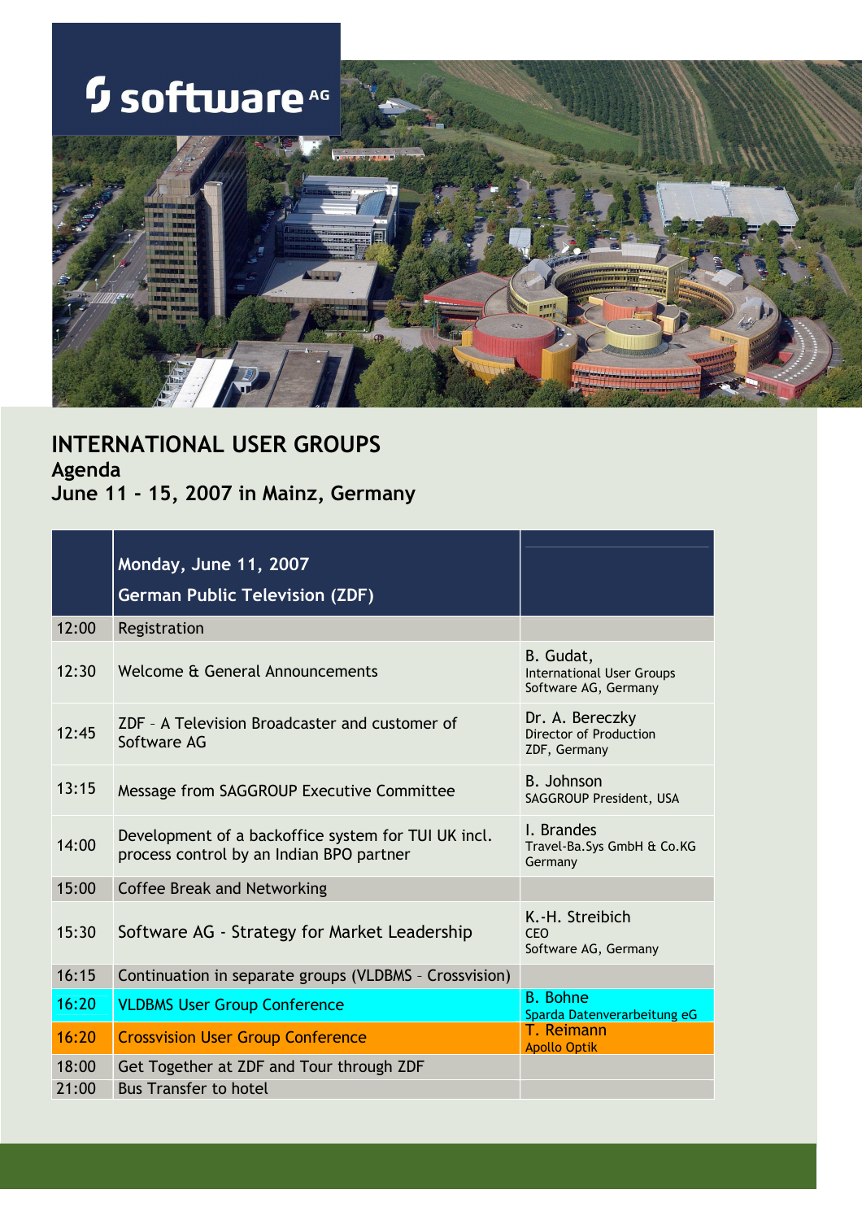# INTERNATIONAL USER GROUPS

## Agenda

## June 11 - 15, 2007 in Mainz, Germany

| | Monday, June 11, 2007<br>German Public Television (ZDF) | |
|---|---|---|
| 12:00 | Registration | |
| 12:30 | Welcome & General Announcements | B. Gudat,<br>International User Groups<br>Software AG, Germany |
| 12:45 | ZDF – A Television Broadcaster and customer of Software AG | Dr. A. Bereczky<br>Director of Production<br>ZDF, Germany |
| 13:15 | Message from SAGGROUP Executive Committee | B. Johnson<br>SAGGROUP President, USA |
| 14:00 | Development of a backoffice system for TUI UK incl. process control by an Indian BPO partner | I. Brandes<br>Travel-Ba.Sys GmbH & Co.KG<br>Germany |
| 15:00 | Coffee Break and Networking | |
| 15:30 | Software AG - Strategy for Market Leadership | K.-H. Streibich<br>CEO<br>Software AG, Germany |
| 16:15 | Continuation in separate groups (VLDBMS – Crossvision) | |
| 16:20 | VLDBMS User Group Conference | B. Bohne<br>Sparda Datenverarbeitung eG |
| 16:20 | Crossvision User Group Conference | T. Reimann<br>Apollo Optik |
| 18:00 | Get Together at ZDF and Tour through ZDF | |
| 21:00 | Bus Transfer to hotel | |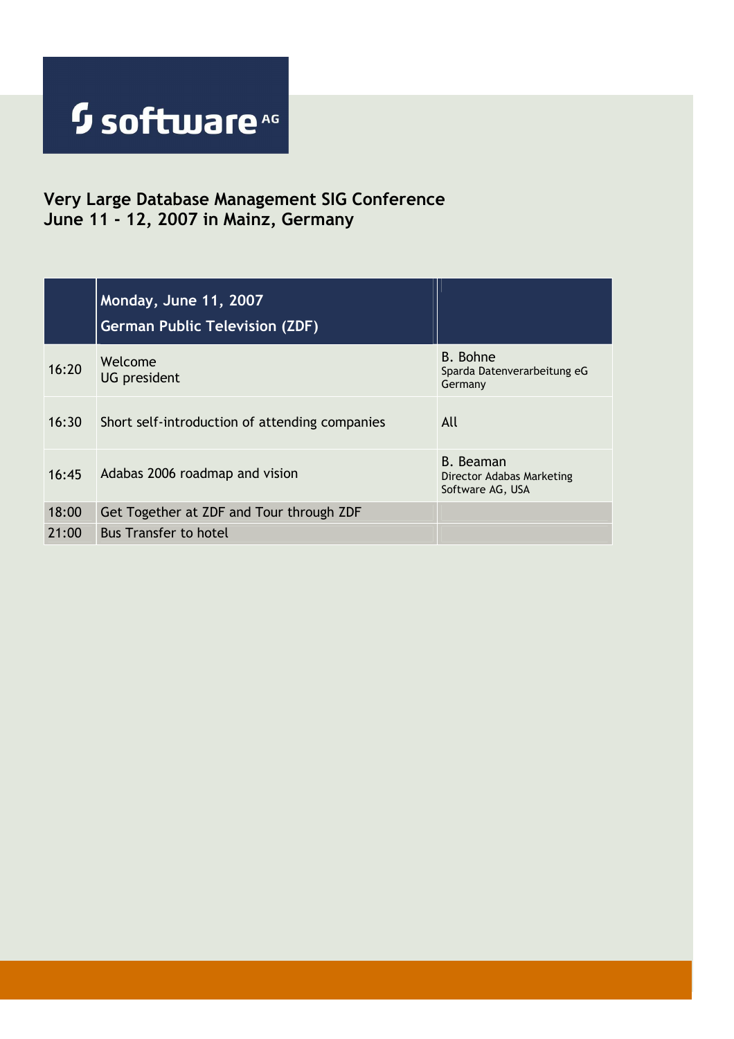software AG

## Very Large Database Management SIG Conference
## June 11 - 12, 2007 in Mainz, Germany

| | Monday, June 11, 2007<br>German Public Television (ZDF) | |
|---|---|---|
| 16:20 | Welcome<br>UG president | B. Bohne<br>Sparda Datenverarbeitung eG<br>Germany |
| 16:30 | Short self-introduction of attending companies | All |
| 16:45 | Adabas 2006 roadmap and vision | B. Beaman<br>Director Adabas Marketing<br>Software AG, USA |
| 18:00 | Get Together at ZDF and Tour through ZDF | |
| 21:00 | Bus Transfer to hotel | |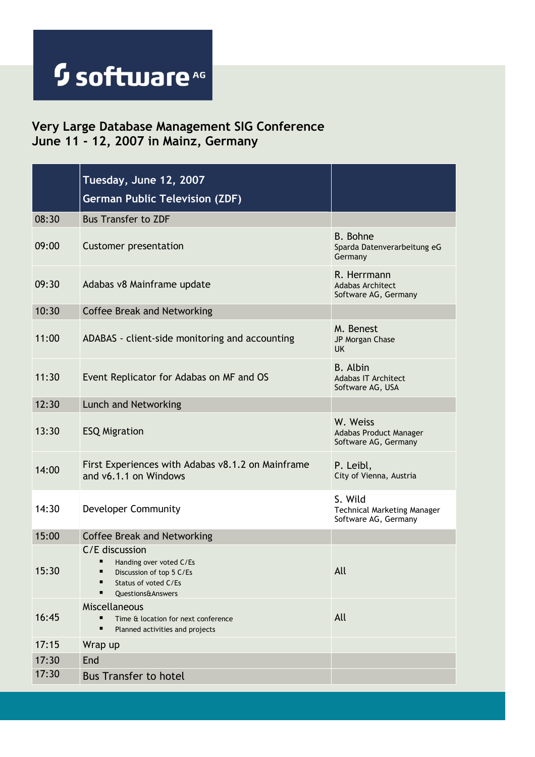software AG

## Very Large Database Management SIG Conference
## June 11 - 12, 2007 in Mainz, Germany

| | Tuesday, June 12, 2007<br>German Public Television (ZDF) | |
|---|---|---|
| 08:30 | Bus Transfer to ZDF | |
| 09:00 | Customer presentation | B. Bohne<br>Sparda Datenverarbeitung eG<br>Germany |
| 09:30 | Adabas v8 Mainframe update | R. Herrmann<br>Adabas Architect<br>Software AG, Germany |
| 10:30 | Coffee Break and Networking | |
| 11:00 | ADABAS - client-side monitoring and accounting | M. Benest<br>JP Morgan Chase<br>UK |
| 11:30 | Event Replicator for Adabas on MF and OS | B. Albin<br>Adabas IT Architect<br>Software AG, USA |
| 12:30 | Lunch and Networking | |
| 13:30 | ESQ Migration | W. Weiss<br>Adabas Product Manager<br>Software AG, Germany |
| 14:00 | First Experiences with Adabas v8.1.2 on Mainframe and v6.1.1 on Windows | P. Leibl,<br>City of Vienna, Austria |
| 14:30 | Developer Community | S. Wild<br>Technical Marketing Manager<br>Software AG, Germany |
| 15:00 | Coffee Break and Networking | |
| 15:30 | C/E discussion<br>▪ Handing over voted C/Es<br>▪ Discussion of top 5 C/Es<br>▪ Status of voted C/Es<br>▪ Questions&Answers | All |
| 16:45 | Miscellaneous<br>▪ Time & location for next conference<br>▪ Planned activities and projects | All |
| 17:15 | Wrap up | |
| 17:30 | End | |
| 17:30 | Bus Transfer to hotel | |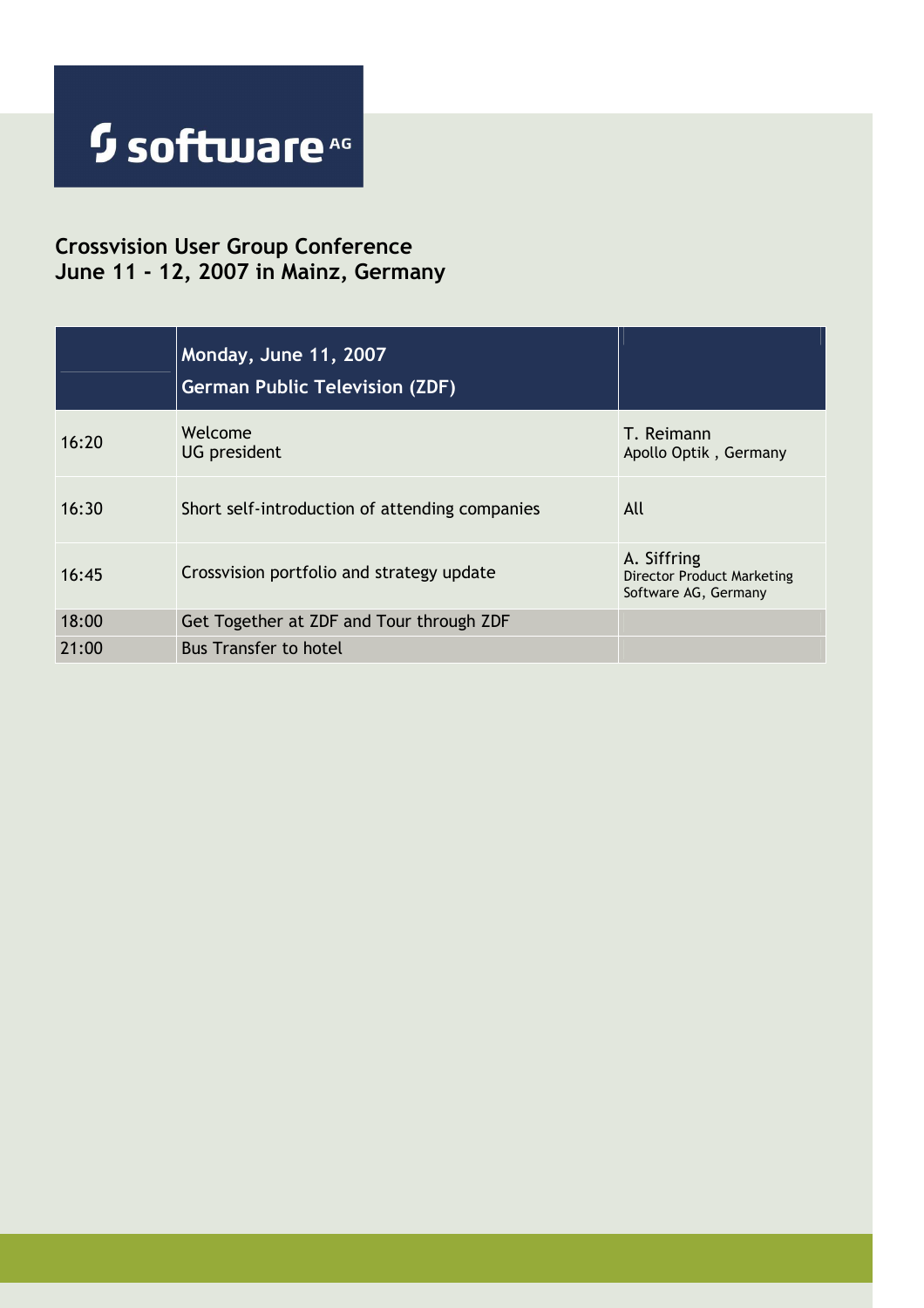software AG

## Crossvision User Group Conference
## June 11 - 12, 2007 in Mainz, Germany

| | Monday, June 11, 2007<br>German Public Television (ZDF) | |
|---|---|---|
| 16:20 | Welcome<br>UG president | T. Reimann<br>Apollo Optik , Germany |
| 16:30 | Short self-introduction of attending companies | All |
| 16:45 | Crossvision portfolio and strategy update | A. Siffring<br>Director Product Marketing<br>Software AG, Germany |
| 18:00 | Get Together at ZDF and Tour through ZDF | |
| 21:00 | Bus Transfer to hotel | |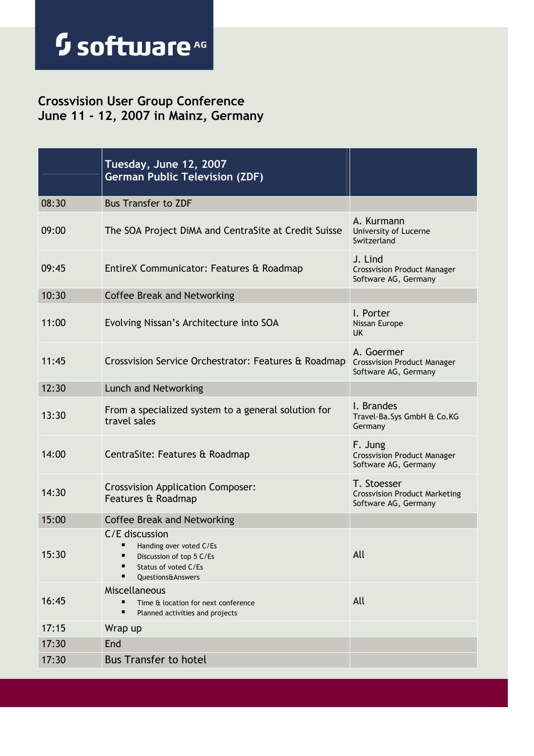**software AG**

## Crossvision User Group Conference
## June 11 - 12, 2007 in Mainz, Germany

| | Tuesday, June 12, 2007<br>German Public Television (ZDF) | |
|---|---|---|
| 08:30 | Bus Transfer to ZDF | |
| 09:00 | The SOA Project DiMA and CentraSite at Credit Suisse | A. Kurmann<br>University of Lucerne<br>Switzerland |
| 09:45 | EntireX Communicator: Features & Roadmap | J. Lind<br>Crossvision Product Manager<br>Software AG, Germany |
| 10:30 | Coffee Break and Networking | |
| 11:00 | Evolving Nissan's Architecture into SOA | I. Porter<br>Nissan Europe<br>UK |
| 11:45 | Crossvision Service Orchestrator: Features & Roadmap | A. Goermer<br>Crossvision Product Manager<br>Software AG, Germany |
| 12:30 | Lunch and Networking | |
| 13:30 | From a specialized system to a general solution for travel sales | I. Brandes<br>Travel-Ba.Sys GmbH & Co.KG<br>Germany |
| 14:00 | CentraSite: Features & Roadmap | F. Jung<br>Crossvision Product Manager<br>Software AG, Germany |
| 14:30 | Crossvision Application Composer:<br>Features & Roadmap | T. Stoesser<br>Crossvision Product Marketing<br>Software AG, Germany |
| 15:00 | Coffee Break and Networking | |
| 15:30 | C/E discussion<br>▪ Handing over voted C/Es<br>▪ Discussion of top 5 C/Es<br>▪ Status of voted C/Es<br>▪ Questions&Answers | All |
| 16:45 | Miscellaneous<br>▪ Time & location for next conference<br>▪ Planned activities and projects | All |
| 17:15 | Wrap up | |
| 17:30 | End | |
| 17:30 | Bus Transfer to hotel | |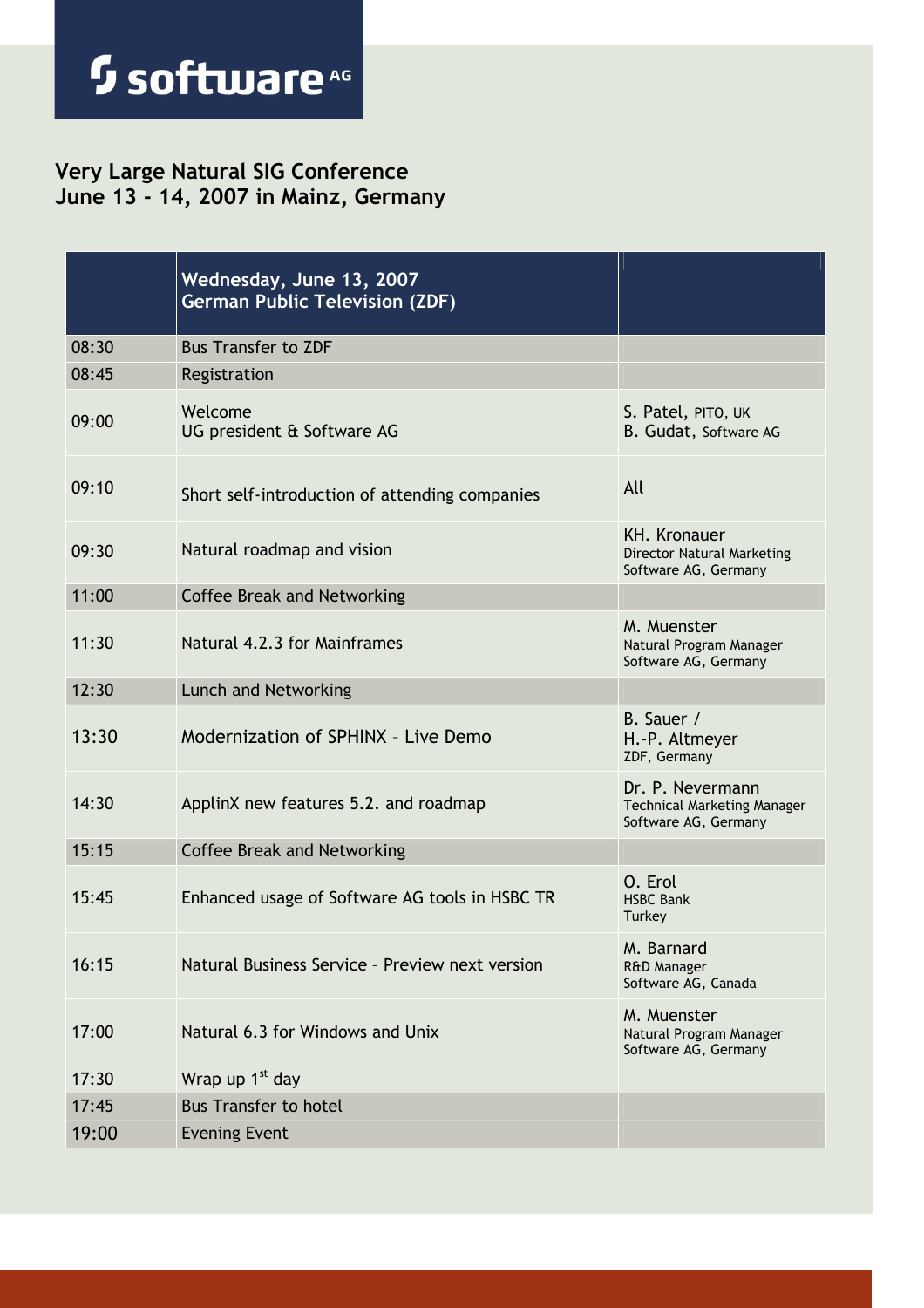**software AG**

## Very Large Natural SIG Conference
## June 13 - 14, 2007 in Mainz, Germany

| | Wednesday, June 13, 2007<br>German Public Television (ZDF) | |
|---|---|---|
| 08:30 | Bus Transfer to ZDF | |
| 08:45 | Registration | |
| 09:00 | Welcome<br>UG president & Software AG | S. Patel, PITO, UK<br>B. Gudat, Software AG |
| 09:10 | Short self-introduction of attending companies | All |
| 09:30 | Natural roadmap and vision | KH. Kronauer<br>Director Natural Marketing<br>Software AG, Germany |
| 11:00 | Coffee Break and Networking | |
| 11:30 | Natural 4.2.3 for Mainframes | M. Muenster<br>Natural Program Manager<br>Software AG, Germany |
| 12:30 | Lunch and Networking | |
| 13:30 | Modernization of SPHINX – Live Demo | B. Sauer /<br>H.-P. Altmeyer<br>ZDF, Germany |
| 14:30 | ApplinX new features 5.2. and roadmap | Dr. P. Nevermann<br>Technical Marketing Manager<br>Software AG, Germany |
| 15:15 | Coffee Break and Networking | |
| 15:45 | Enhanced usage of Software AG tools in HSBC TR | O. Erol<br>HSBC Bank<br>Turkey |
| 16:15 | Natural Business Service – Preview next version | M. Barnard<br>R&D Manager<br>Software AG, Canada |
| 17:00 | Natural 6.3 for Windows and Unix | M. Muenster<br>Natural Program Manager<br>Software AG, Germany |
| 17:30 | Wrap up 1st day | |
| 17:45 | Bus Transfer to hotel | |
| 19:00 | Evening Event | |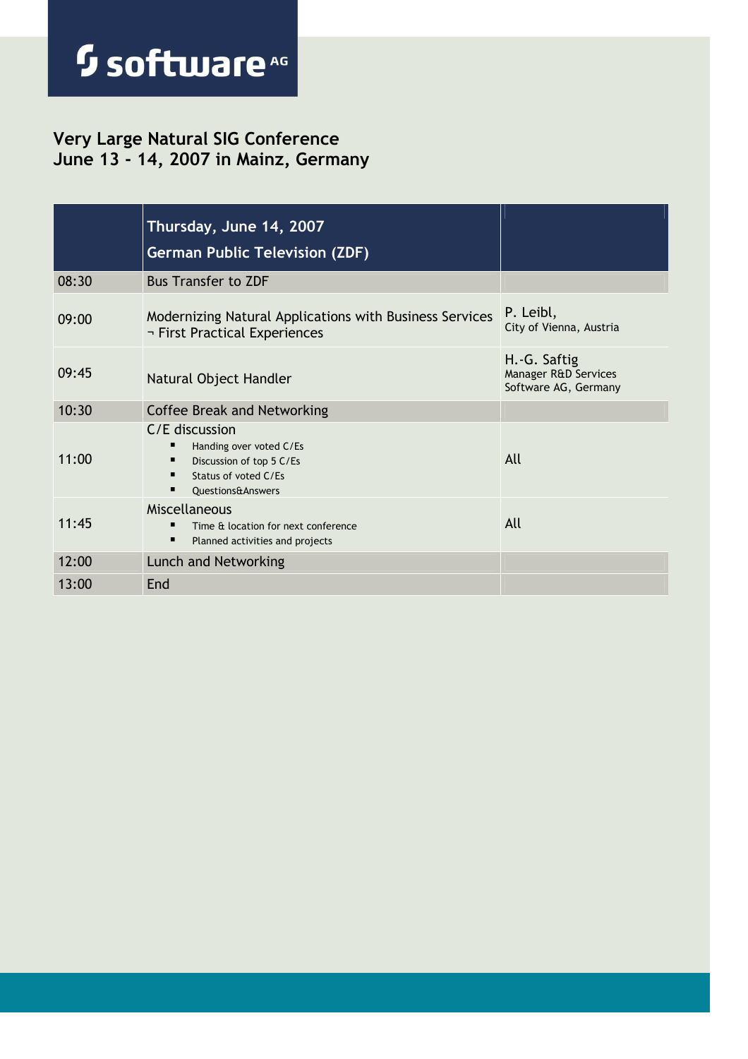# software AG

## Very Large Natural SIG Conference
## June 13 - 14, 2007 in Mainz, Germany

| | Thursday, June 14, 2007<br>German Public Television (ZDF) | |
|---|---|---|
| 08:30 | Bus Transfer to ZDF | |
| 09:00 | Modernizing Natural Applications with Business Services ¬ First Practical Experiences | P. Leibl,<br>City of Vienna, Austria |
| 09:45 | Natural Object Handler | H.-G. Saftig<br>Manager R&D Services<br>Software AG, Germany |
| 10:30 | Coffee Break and Networking | |
| 11:00 | C/E discussion<br>▪ Handing over voted C/Es<br>▪ Discussion of top 5 C/Es<br>▪ Status of voted C/Es<br>▪ Questions&Answers | All |
| 11:45 | Miscellaneous<br>▪ Time & location for next conference<br>▪ Planned activities and projects | All |
| 12:00 | Lunch and Networking | |
| 13:00 | End | |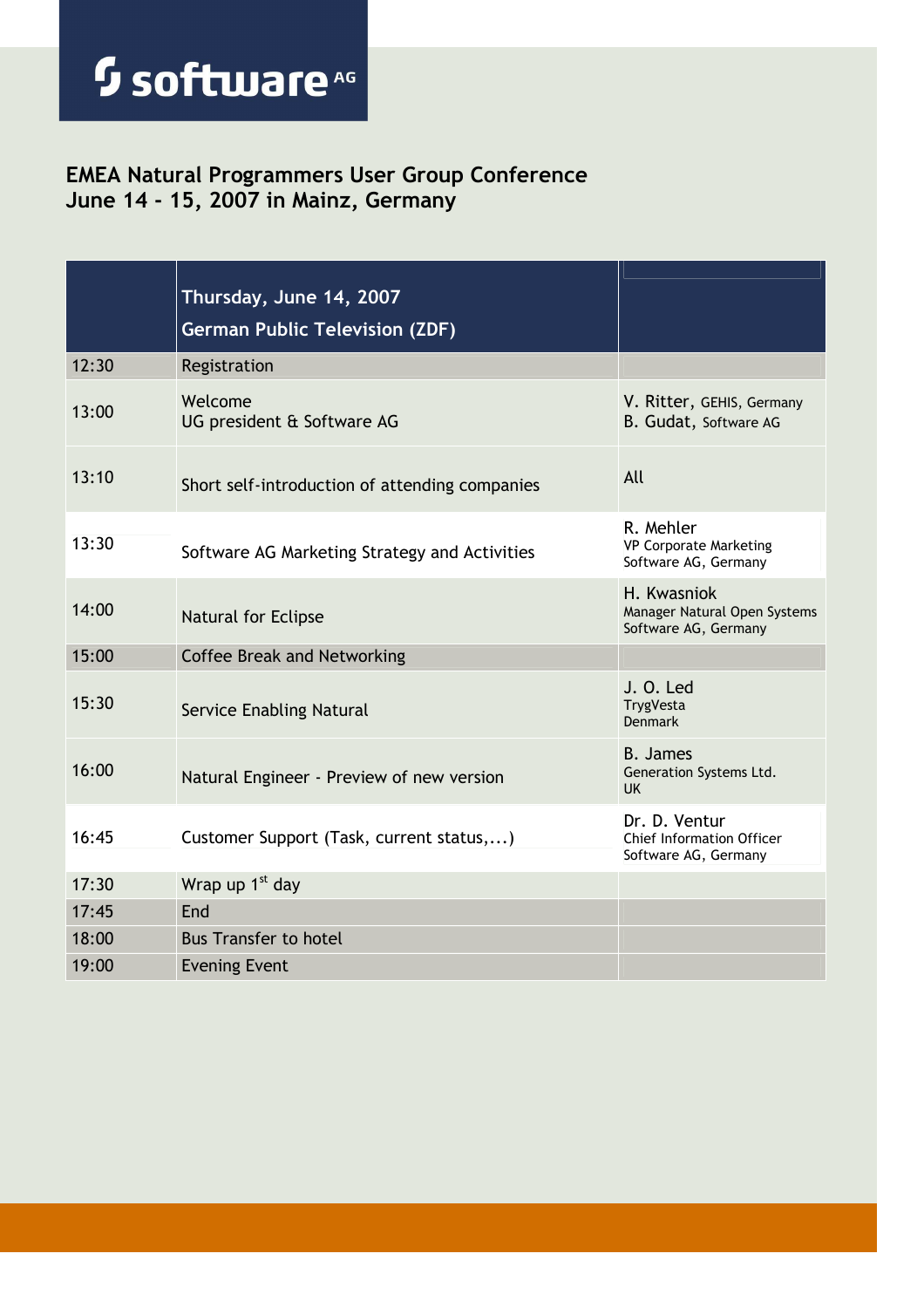software AG

## EMEA Natural Programmers User Group Conference
## June 14 - 15, 2007 in Mainz, Germany

| | Thursday, June 14, 2007<br>German Public Television (ZDF) | |
|---|---|---|
| 12:30 | Registration | |
| 13:00 | Welcome<br>UG president & Software AG | V. Ritter, GEHIS, Germany<br>B. Gudat, Software AG |
| 13:10 | Short self-introduction of attending companies | All |
| 13:30 | Software AG Marketing Strategy and Activities | R. Mehler<br>VP Corporate Marketing<br>Software AG, Germany |
| 14:00 | Natural for Eclipse | H. Kwasniok<br>Manager Natural Open Systems<br>Software AG, Germany |
| 15:00 | Coffee Break and Networking | |
| 15:30 | Service Enabling Natural | J. O. Led<br>TrygVesta<br>Denmark |
| 16:00 | Natural Engineer - Preview of new version | B. James<br>Generation Systems Ltd.<br>UK |
| 16:45 | Customer Support (Task, current status,...) | Dr. D. Ventur<br>Chief Information Officer<br>Software AG, Germany |
| 17:30 | Wrap up 1st day | |
| 17:45 | End | |
| 18:00 | Bus Transfer to hotel | |
| 19:00 | Evening Event | |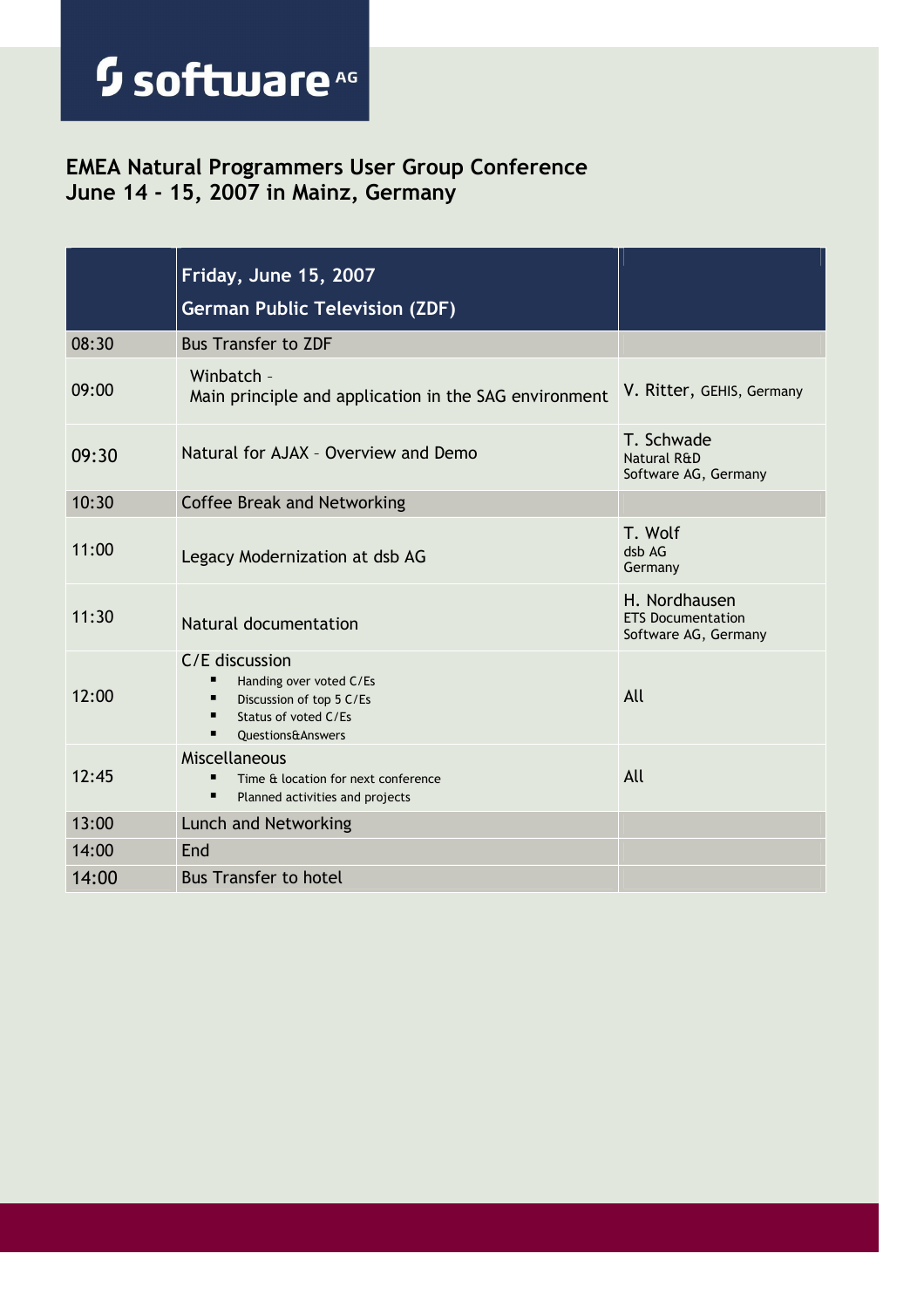# EMEA Natural Programmers User Group Conference
## June 14 - 15, 2007 in Mainz, Germany

| | Friday, June 15, 2007<br>German Public Television (ZDF) | |
|---|---|---|
| 08:30 | Bus Transfer to ZDF | |
| 09:00 | Winbatch –<br>Main principle and application in the SAG environment | V. Ritter, GEHIS, Germany |
| 09:30 | Natural for AJAX – Overview and Demo | T. Schwade<br>Natural R&D<br>Software AG, Germany |
| 10:30 | Coffee Break and Networking | |
| 11:00 | Legacy Modernization at dsb AG | T. Wolf<br>dsb AG<br>Germany |
| 11:30 | Natural documentation | H. Nordhausen<br>ETS Documentation<br>Software AG, Germany |
| 12:00 | C/E discussion<br>▪ Handing over voted C/Es<br>▪ Discussion of top 5 C/Es<br>▪ Status of voted C/Es<br>▪ Questions&Answers | All |
| 12:45 | Miscellaneous<br>▪ Time & location for next conference<br>▪ Planned activities and projects | All |
| 13:00 | Lunch and Networking | |
| 14:00 | End | |
| 14:00 | Bus Transfer to hotel | |